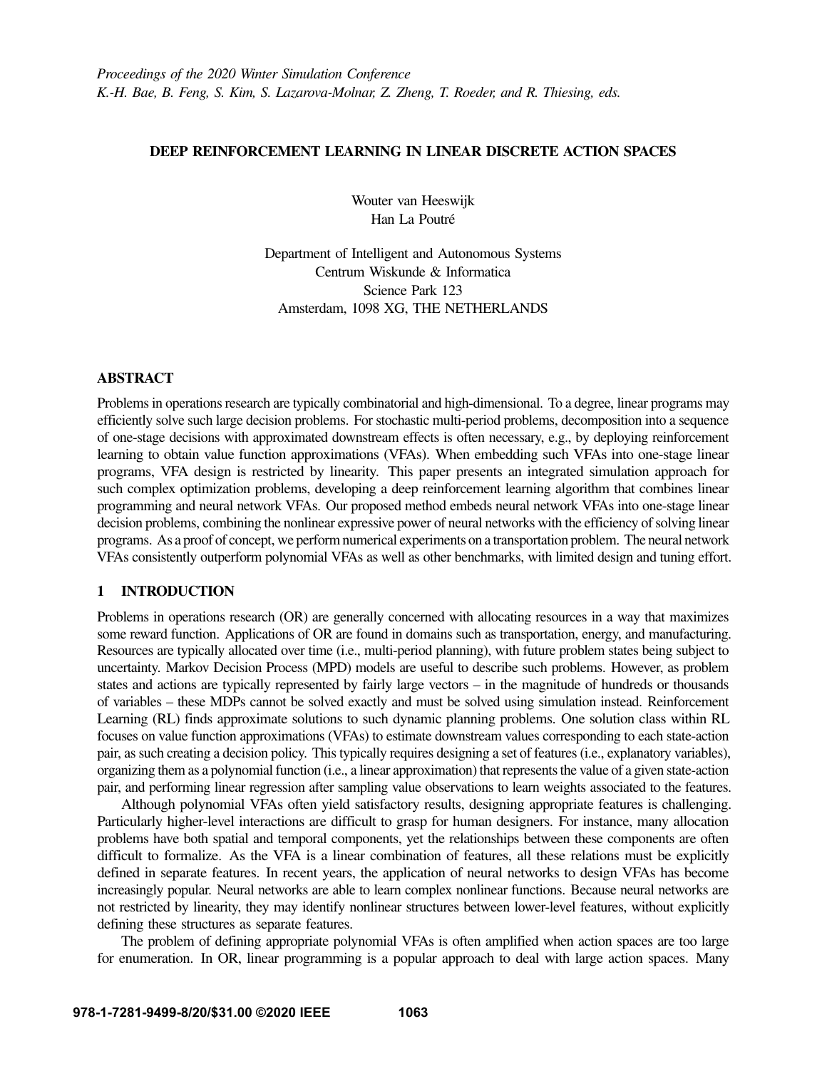*Proceedings of the 2020 Winter Simulation Conference*
*K.-H. Bae, B. Feng, S. Kim, S. Lazarova-Molnar, Z. Zheng, T. Roeder, and R. Thiesing, eds.*

# DEEP REINFORCEMENT LEARNING IN LINEAR DISCRETE ACTION SPACES

Wouter van Heeswijk
Han La Poutré

Department of Intelligent and Autonomous Systems
Centrum Wiskunde & Informatica
Science Park 123
Amsterdam, 1098 XG, THE NETHERLANDS

## ABSTRACT

Problems in operations research are typically combinatorial and high-dimensional. To a degree, linear programs may efficiently solve such large decision problems. For stochastic multi-period problems, decomposition into a sequence of one-stage decisions with approximated downstream effects is often necessary, e.g., by deploying reinforcement learning to obtain value function approximations (VFAs). When embedding such VFAs into one-stage linear programs, VFA design is restricted by linearity. This paper presents an integrated simulation approach for such complex optimization problems, developing a deep reinforcement learning algorithm that combines linear programming and neural network VFAs. Our proposed method embeds neural network VFAs into one-stage linear decision problems, combining the nonlinear expressive power of neural networks with the efficiency of solving linear programs. As a proof of concept, we perform numerical experiments on a transportation problem. The neural network VFAs consistently outperform polynomial VFAs as well as other benchmarks, with limited design and tuning effort.

## 1 INTRODUCTION

Problems in operations research (OR) are generally concerned with allocating resources in a way that maximizes some reward function. Applications of OR are found in domains such as transportation, energy, and manufacturing. Resources are typically allocated over time (i.e., multi-period planning), with future problem states being subject to uncertainty. Markov Decision Process (MPD) models are useful to describe such problems. However, as problem states and actions are typically represented by fairly large vectors – in the magnitude of hundreds or thousands of variables – these MDPs cannot be solved exactly and must be solved using simulation instead. Reinforcement Learning (RL) finds approximate solutions to such dynamic planning problems. One solution class within RL focuses on value function approximations (VFAs) to estimate downstream values corresponding to each state-action pair, as such creating a decision policy. This typically requires designing a set of features (i.e., explanatory variables), organizing them as a polynomial function (i.e., a linear approximation) that represents the value of a given state-action pair, and performing linear regression after sampling value observations to learn weights associated to the features.

Although polynomial VFAs often yield satisfactory results, designing appropriate features is challenging. Particularly higher-level interactions are difficult to grasp for human designers. For instance, many allocation problems have both spatial and temporal components, yet the relationships between these components are often difficult to formalize. As the VFA is a linear combination of features, all these relations must be explicitly defined in separate features. In recent years, the application of neural networks to design VFAs has become increasingly popular. Neural networks are able to learn complex nonlinear functions. Because neural networks are not restricted by linearity, they may identify nonlinear structures between lower-level features, without explicitly defining these structures as separate features.

The problem of defining appropriate polynomial VFAs is often amplified when action spaces are too large for enumeration. In OR, linear programming is a popular approach to deal with large action spaces. Many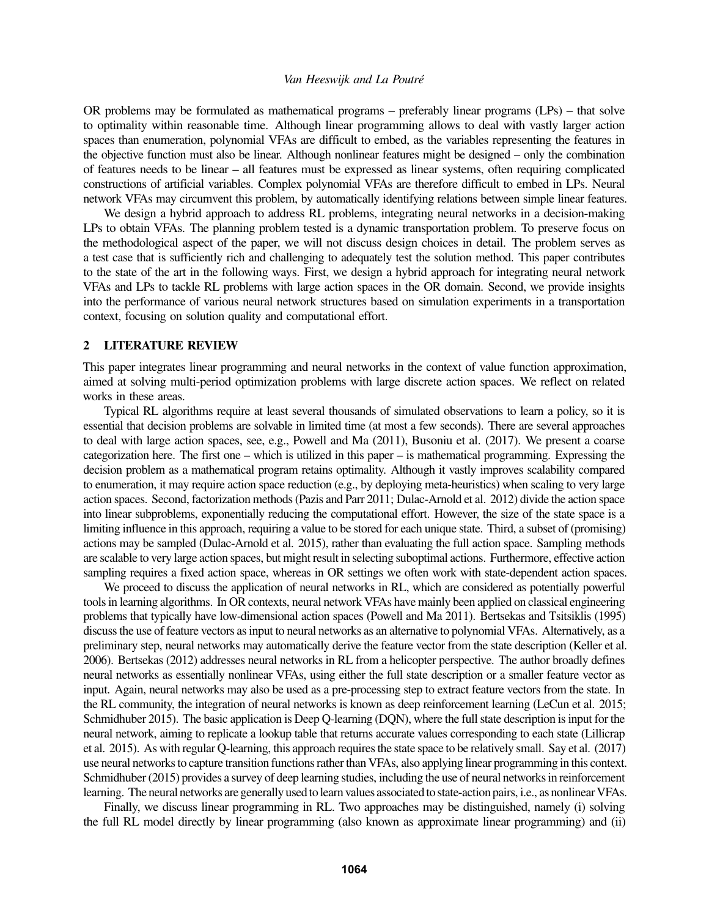OR problems may be formulated as mathematical programs – preferably linear programs (LPs) – that solve to optimality within reasonable time. Although linear programming allows to deal with vastly larger action spaces than enumeration, polynomial VFAs are difficult to embed, as the variables representing the features in the objective function must also be linear. Although nonlinear features might be designed – only the combination of features needs to be linear – all features must be expressed as linear systems, often requiring complicated constructions of artificial variables. Complex polynomial VFAs are therefore difficult to embed in LPs. Neural network VFAs may circumvent this problem, by automatically identifying relations between simple linear features.

We design a hybrid approach to address RL problems, integrating neural networks in a decision-making LPs to obtain VFAs. The planning problem tested is a dynamic transportation problem. To preserve focus on the methodological aspect of the paper, we will not discuss design choices in detail. The problem serves as a test case that is sufficiently rich and challenging to adequately test the solution method. This paper contributes to the state of the art in the following ways. First, we design a hybrid approach for integrating neural network VFAs and LPs to tackle RL problems with large action spaces in the OR domain. Second, we provide insights into the performance of various neural network structures based on simulation experiments in a transportation context, focusing on solution quality and computational effort.

## 2 LITERATURE REVIEW

This paper integrates linear programming and neural networks in the context of value function approximation, aimed at solving multi-period optimization problems with large discrete action spaces. We reflect on related works in these areas.

Typical RL algorithms require at least several thousands of simulated observations to learn a policy, so it is essential that decision problems are solvable in limited time (at most a few seconds). There are several approaches to deal with large action spaces, see, e.g., Powell and Ma (2011), Busoniu et al. (2017). We present a coarse categorization here. The first one – which is utilized in this paper – is mathematical programming. Expressing the decision problem as a mathematical program retains optimality. Although it vastly improves scalability compared to enumeration, it may require action space reduction (e.g., by deploying meta-heuristics) when scaling to very large action spaces. Second, factorization methods (Pazis and Parr 2011; Dulac-Arnold et al. 2012) divide the action space into linear subproblems, exponentially reducing the computational effort. However, the size of the state space is a limiting influence in this approach, requiring a value to be stored for each unique state. Third, a subset of (promising) actions may be sampled (Dulac-Arnold et al. 2015), rather than evaluating the full action space. Sampling methods are scalable to very large action spaces, but might result in selecting suboptimal actions. Furthermore, effective action sampling requires a fixed action space, whereas in OR settings we often work with state-dependent action spaces.

We proceed to discuss the application of neural networks in RL, which are considered as potentially powerful tools in learning algorithms. In OR contexts, neural network VFAs have mainly been applied on classical engineering problems that typically have low-dimensional action spaces (Powell and Ma 2011). Bertsekas and Tsitsiklis (1995) discuss the use of feature vectors as input to neural networks as an alternative to polynomial VFAs. Alternatively, as a preliminary step, neural networks may automatically derive the feature vector from the state description (Keller et al. 2006). Bertsekas (2012) addresses neural networks in RL from a helicopter perspective. The author broadly defines neural networks as essentially nonlinear VFAs, using either the full state description or a smaller feature vector as input. Again, neural networks may also be used as a pre-processing step to extract feature vectors from the state. In the RL community, the integration of neural networks is known as deep reinforcement learning (LeCun et al. 2015; Schmidhuber 2015). The basic application is Deep Q-learning (DQN), where the full state description is input for the neural network, aiming to replicate a lookup table that returns accurate values corresponding to each state (Lillicrap et al. 2015). As with regular Q-learning, this approach requires the state space to be relatively small. Say et al. (2017) use neural networks to capture transition functions rather than VFAs, also applying linear programming in this context. Schmidhuber (2015) provides a survey of deep learning studies, including the use of neural networks in reinforcement learning. The neural networks are generally used to learn values associated to state-action pairs, i.e., as nonlinear VFAs.

Finally, we discuss linear programming in RL. Two approaches may be distinguished, namely (i) solving the full RL model directly by linear programming (also known as approximate linear programming) and (ii)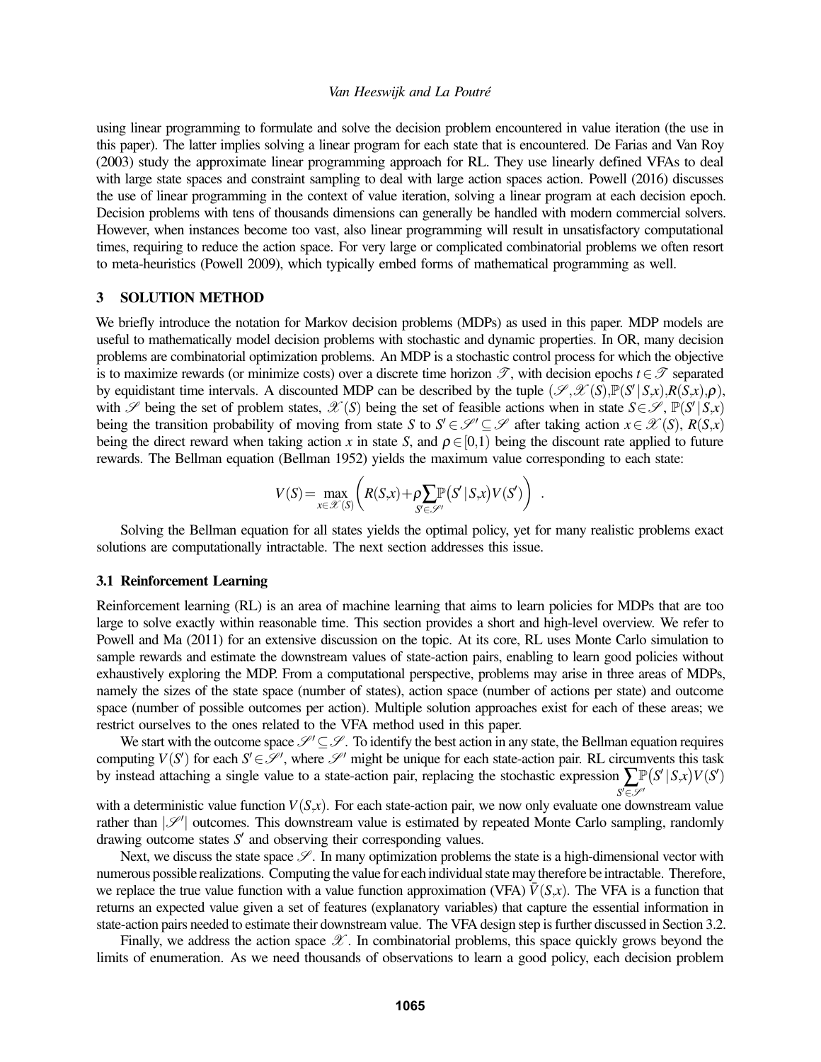using linear programming to formulate and solve the decision problem encountered in value iteration (the use in this paper). The latter implies solving a linear program for each state that is encountered. De Farias and Van Roy (2003) study the approximate linear programming approach for RL. They use linearly defined VFAs to deal with large state spaces and constraint sampling to deal with large action spaces action. Powell (2016) discusses the use of linear programming in the context of value iteration, solving a linear program at each decision epoch. Decision problems with tens of thousands dimensions can generally be handled with modern commercial solvers. However, when instances become too vast, also linear programming will result in unsatisfactory computational times, requiring to reduce the action space. For very large or complicated combinatorial problems we often resort to meta-heuristics (Powell 2009), which typically embed forms of mathematical programming as well.

## 3 SOLUTION METHOD

We briefly introduce the notation for Markov decision problems (MDPs) as used in this paper. MDP models are useful to mathematically model decision problems with stochastic and dynamic properties. In OR, many decision problems are combinatorial optimization problems. An MDP is a stochastic control process for which the objective is to maximize rewards (or minimize costs) over a discrete time horizon $\mathscr{T}$, with decision epochs $t \in \mathscr{T}$ separated by equidistant time intervals. A discounted MDP can be described by the tuple $(\mathscr{S}, \mathscr{X}(S), \mathbb{P}(S' \mid S, x), R(S, x), \rho)$, with $\mathscr{S}$ being the set of problem states, $\mathscr{X}(S)$ being the set of feasible actions when in state $S \in \mathscr{S}$, $\mathbb{P}(S' \mid S, x)$ being the transition probability of moving from state $S$ to $S' \in \mathscr{S}' \subseteq \mathscr{S}$ after taking action $x \in \mathscr{X}(S)$, $R(S, x)$ being the direct reward when taking action $x$ in state $S$, and $\rho \in [0, 1)$ being the discount rate applied to future rewards. The Bellman equation (Bellman 1952) yields the maximum value corresponding to each state:

$$V(S) = \max_{x \in \mathscr{X}(S)} \left( R(S, x) + \rho \sum_{S' \in \mathscr{S}'} \mathbb{P}\big(S' \mid S, x\big) V(S') \right) \ .$$

Solving the Bellman equation for all states yields the optimal policy, yet for many realistic problems exact solutions are computationally intractable. The next section addresses this issue.

### 3.1 Reinforcement Learning

Reinforcement learning (RL) is an area of machine learning that aims to learn policies for MDPs that are too large to solve exactly within reasonable time. This section provides a short and high-level overview. We refer to Powell and Ma (2011) for an extensive discussion on the topic. At its core, RL uses Monte Carlo simulation to sample rewards and estimate the downstream values of state-action pairs, enabling to learn good policies without exhaustively exploring the MDP. From a computational perspective, problems may arise in three areas of MDPs, namely the sizes of the state space (number of states), action space (number of actions per state) and outcome space (number of possible outcomes per action). Multiple solution approaches exist for each of these areas; we restrict ourselves to the ones related to the VFA method used in this paper.

We start with the outcome space $\mathscr{S}' \subseteq \mathscr{S}$. To identify the best action in any state, the Bellman equation requires computing $V(S')$ for each $S' \in \mathscr{S}'$, where $\mathscr{S}'$ might be unique for each state-action pair. RL circumvents this task by instead attaching a single value to a state-action pair, replacing the stochastic expression $\sum_{S' \in \mathscr{S}'} \mathbb{P}\big(S' \mid S, x\big) V(S')$ with a deterministic value function $V(S, x)$. For each state-action pair, we now only evaluate one downstream value rather than $|\mathscr{S}'|$ outcomes. This downstream value is estimated by repeated Monte Carlo sampling, randomly drawing outcome states $S'$ and observing their corresponding values.

Next, we discuss the state space $\mathscr{S}$. In many optimization problems the state is a high-dimensional vector with numerous possible realizations. Computing the value for each individual state may therefore be intractable. Therefore, we replace the true value function with a value function approximation (VFA) $\bar{V}(S, x)$. The VFA is a function that returns an expected value given a set of features (explanatory variables) that capture the essential information in state-action pairs needed to estimate their downstream value. The VFA design step is further discussed in Section 3.2.

Finally, we address the action space $\mathscr{X}$. In combinatorial problems, this space quickly grows beyond the limits of enumeration. As we need thousands of observations to learn a good policy, each decision problem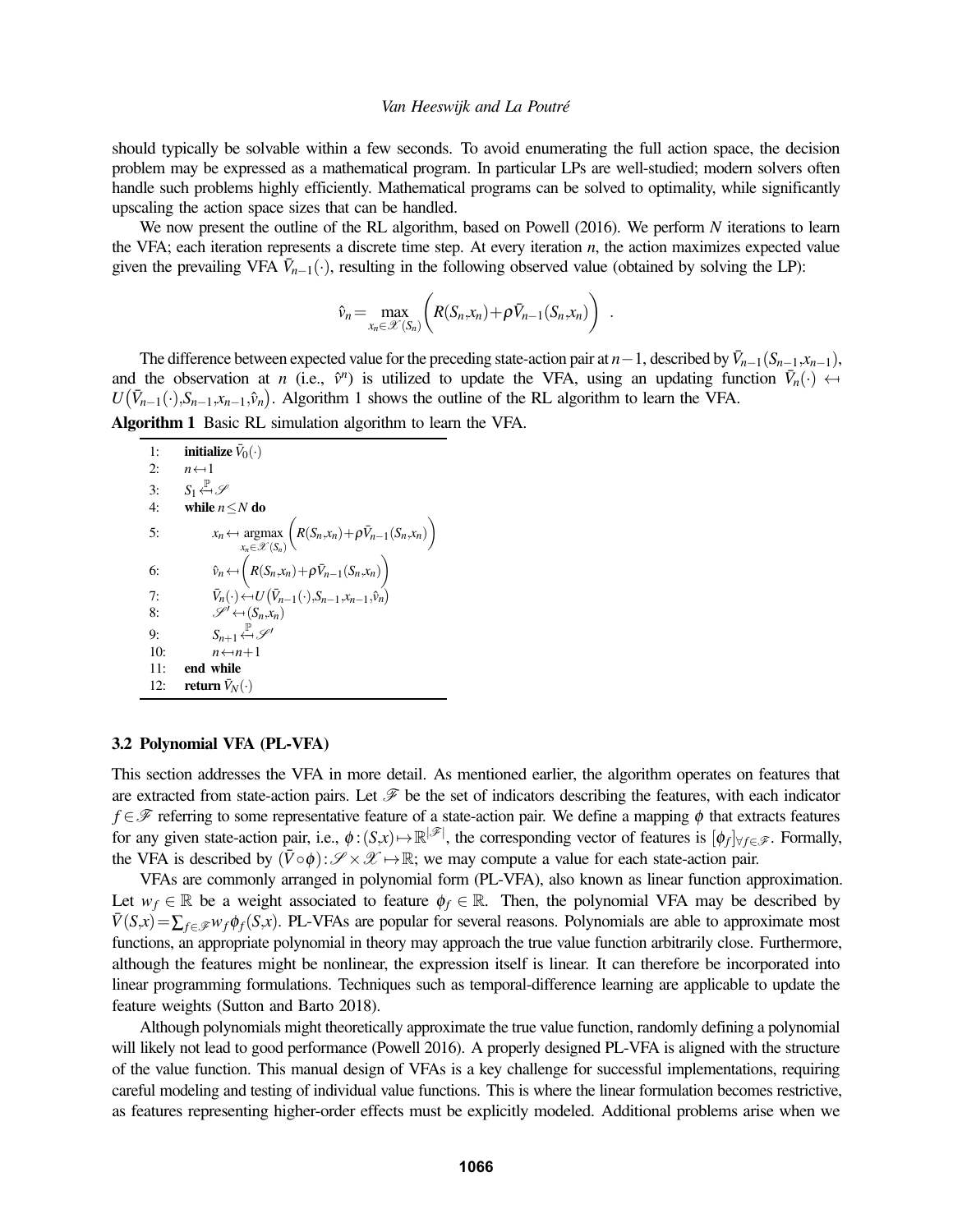should typically be solvable within a few seconds. To avoid enumerating the full action space, the decision problem may be expressed as a mathematical program. In particular LPs are well-studied; modern solvers often handle such problems highly efficiently. Mathematical programs can be solved to optimality, while significantly upscaling the action space sizes that can be handled.

We now present the outline of the RL algorithm, based on Powell (2016). We perform $N$ iterations to learn the VFA; each iteration represents a discrete time step. At every iteration $n$, the action maximizes expected value given the prevailing VFA $\bar{V}_{n-1}(\cdot)$, resulting in the following observed value (obtained by solving the LP):

$$\hat{v}_n = \max_{x_n \in \mathscr{X}(S_n)} \left( R(S_n, x_n) + \rho \bar{V}_{n-1}(S_n, x_n) \right) \ .$$

The difference between expected value for the preceding state-action pair at $n-1$, described by $\bar{V}_{n-1}(S_{n-1}, x_{n-1})$, and the observation at $n$ (i.e., $\hat{v}^n$) is utilized to update the VFA, using an updating function $\bar{V}_n(\cdot) \leftarrow U\big(\bar{V}_{n-1}(\cdot), S_{n-1}, x_{n-1}, \hat{v}_n\big)$. Algorithm 1 shows the outline of the RL algorithm to learn the VFA.

**Algorithm 1** Basic RL simulation algorithm to learn the VFA.

```
1:  initialize V̄_0(·)
2:  n ← 1
3:  S_1 ←^ℙ 𝒮
4:  while n ≤ N do
5:      x_n ← argmax_{x_n ∈ 𝒳(S_n)} ( R(S_n, x_n) + ρ V̄_{n-1}(S_n, x_n) )
6:      v̂_n ← ( R(S_n, x_n) + ρ V̄_{n-1}(S_n, x_n) )
7:      V̄_n(·) ← U( V̄_{n-1}(·), S_{n-1}, x_{n-1}, v̂_n )
8:      𝒮' ← (S_n, x_n)
9:      S_{n+1} ←^ℙ 𝒮'
10:     n ← n + 1
11: end while
12: return V̄_N(·)
```

### 3.2 Polynomial VFA (PL-VFA)

This section addresses the VFA in more detail. As mentioned earlier, the algorithm operates on features that are extracted from state-action pairs. Let $\mathscr{F}$ be the set of indicators describing the features, with each indicator $f \in \mathscr{F}$ referring to some representative feature of a state-action pair. We define a mapping $\phi$ that extracts features for any given state-action pair, i.e., $\phi : (S, x) \mapsto \mathbb{R}^{|\mathscr{F}|}$, the corresponding vector of features is $[\phi_f]_{\forall f \in \mathscr{F}}$. Formally, the VFA is described by $(\bar{V} \circ \phi) : \mathscr{S} \times \mathscr{X} \mapsto \mathbb{R}$; we may compute a value for each state-action pair.

VFAs are commonly arranged in polynomial form (PL-VFA), also known as linear function approximation. Let $w_f \in \mathbb{R}$ be a weight associated to feature $\phi_f \in \mathbb{R}$. Then, the polynomial VFA may be described by $\bar{V}(S, x) = \sum_{f \in \mathscr{F}} w_f \phi_f(S, x)$. PL-VFAs are popular for several reasons. Polynomials are able to approximate most functions, an appropriate polynomial in theory may approach the true value function arbitrarily close. Furthermore, although the features might be nonlinear, the expression itself is linear. It can therefore be incorporated into linear programming formulations. Techniques such as temporal-difference learning are applicable to update the feature weights (Sutton and Barto 2018).

Although polynomials might theoretically approximate the true value function, randomly defining a polynomial will likely not lead to good performance (Powell 2016). A properly designed PL-VFA is aligned with the structure of the value function. This manual design of VFAs is a key challenge for successful implementations, requiring careful modeling and testing of individual value functions. This is where the linear formulation becomes restrictive, as features representing higher-order effects must be explicitly modeled. Additional problems arise when we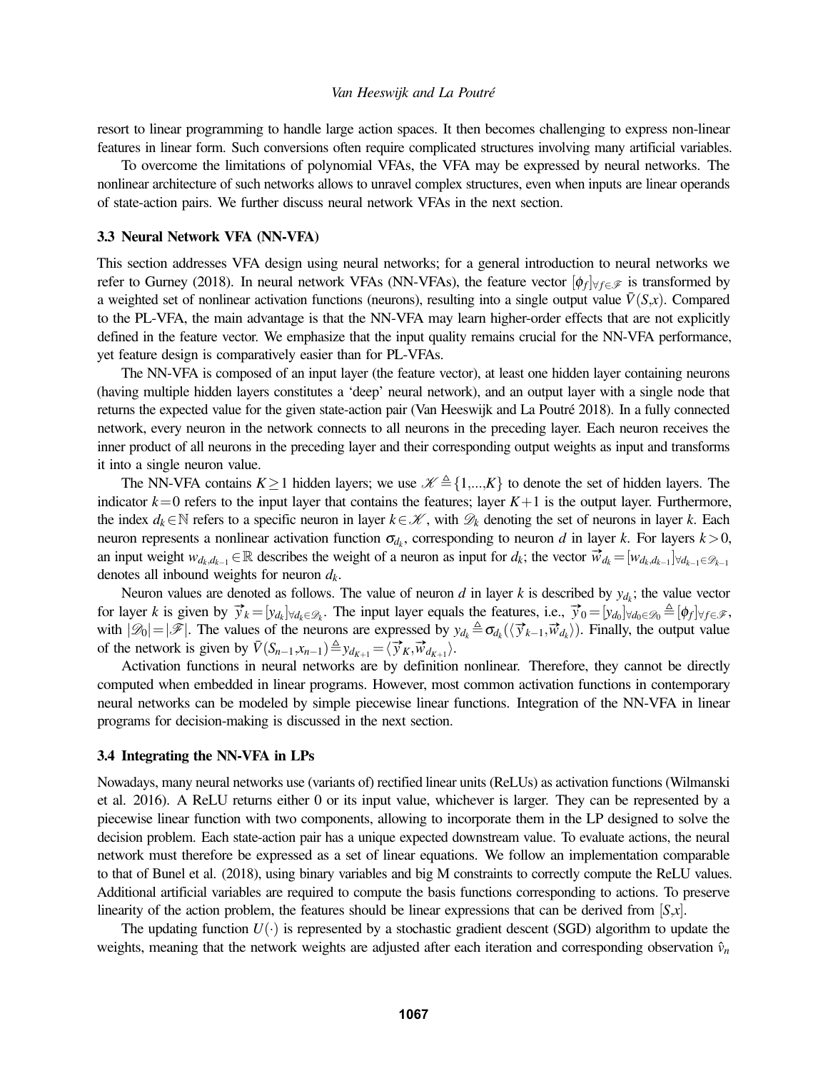resort to linear programming to handle large action spaces. It then becomes challenging to express non-linear features in linear form. Such conversions often require complicated structures involving many artificial variables.

To overcome the limitations of polynomial VFAs, the VFA may be expressed by neural networks. The nonlinear architecture of such networks allows to unravel complex structures, even when inputs are linear operands of state-action pairs. We further discuss neural network VFAs in the next section.

### 3.3 Neural Network VFA (NN-VFA)

This section addresses VFA design using neural networks; for a general introduction to neural networks we refer to Gurney (2018). In neural network VFAs (NN-VFAs), the feature vector $[\phi_f]_{\forall f \in \mathscr{F}}$ is transformed by a weighted set of nonlinear activation functions (neurons), resulting into a single output value $\bar{V}(S,x)$. Compared to the PL-VFA, the main advantage is that the NN-VFA may learn higher-order effects that are not explicitly defined in the feature vector. We emphasize that the input quality remains crucial for the NN-VFA performance, yet feature design is comparatively easier than for PL-VFAs.

The NN-VFA is composed of an input layer (the feature vector), at least one hidden layer containing neurons (having multiple hidden layers constitutes a 'deep' neural network), and an output layer with a single node that returns the expected value for the given state-action pair (Van Heeswijk and La Poutré 2018). In a fully connected network, every neuron in the network connects to all neurons in the preceding layer. Each neuron receives the inner product of all neurons in the preceding layer and their corresponding output weights as input and transforms it into a single neuron value.

The NN-VFA contains $K \geq 1$ hidden layers; we use $\mathscr{K} \triangleq \{1,...,K\}$ to denote the set of hidden layers. The indicator $k=0$ refers to the input layer that contains the features; layer $K+1$ is the output layer. Furthermore, the index $d_k \in \mathbb{N}$ refers to a specific neuron in layer $k \in \mathscr{K}$, with $\mathscr{D}_k$ denoting the set of neurons in layer $k$. Each neuron represents a nonlinear activation function $\sigma_{d_k}$, corresponding to neuron $d$ in layer $k$. For layers $k>0$, an input weight $w_{d_k,d_{k-1}} \in \mathbb{R}$ describes the weight of a neuron as input for $d_k$; the vector $\vec{w}_{d_k} = [w_{d_k,d_{k-1}}]_{\forall d_{k-1} \in \mathscr{D}_{k-1}}$ denotes all inbound weights for neuron $d_k$.

Neuron values are denoted as follows. The value of neuron $d$ in layer $k$ is described by $y_{d_k}$; the value vector for layer $k$ is given by $\vec{y}_k = [y_{d_k}]_{\forall d_k \in \mathscr{D}_k}$. The input layer equals the features, i.e., $\vec{y}_0 = [y_{d_0}]_{\forall d_0 \in \mathscr{D}_0} \triangleq [\phi_f]_{\forall f \in \mathscr{F}}$, with $|\mathscr{D}_0| = |\mathscr{F}|$. The values of the neurons are expressed by $y_{d_k} \triangleq \sigma_{d_k}(\langle \vec{y}_{k-1}, \vec{w}_{d_k} \rangle)$. Finally, the output value of the network is given by $\bar{V}(S_{n-1},x_{n-1}) \triangleq y_{d_{K+1}} = \langle \vec{y}_K, \vec{w}_{d_{K+1}} \rangle$.

Activation functions in neural networks are by definition nonlinear. Therefore, they cannot be directly computed when embedded in linear programs. However, most common activation functions in contemporary neural networks can be modeled by simple piecewise linear functions. Integration of the NN-VFA in linear programs for decision-making is discussed in the next section.

### 3.4 Integrating the NN-VFA in LPs

Nowadays, many neural networks use (variants of) rectified linear units (ReLUs) as activation functions (Wilmanski et al. 2016). A ReLU returns either 0 or its input value, whichever is larger. They can be represented by a piecewise linear function with two components, allowing to incorporate them in the LP designed to solve the decision problem. Each state-action pair has a unique expected downstream value. To evaluate actions, the neural network must therefore be expressed as a set of linear equations. We follow an implementation comparable to that of Bunel et al. (2018), using binary variables and big M constraints to correctly compute the ReLU values. Additional artificial variables are required to compute the basis functions corresponding to actions. To preserve linearity of the action problem, the features should be linear expressions that can be derived from $[S,x]$.

The updating function $U(\cdot)$ is represented by a stochastic gradient descent (SGD) algorithm to update the weights, meaning that the network weights are adjusted after each iteration and corresponding observation $\hat{v}_n$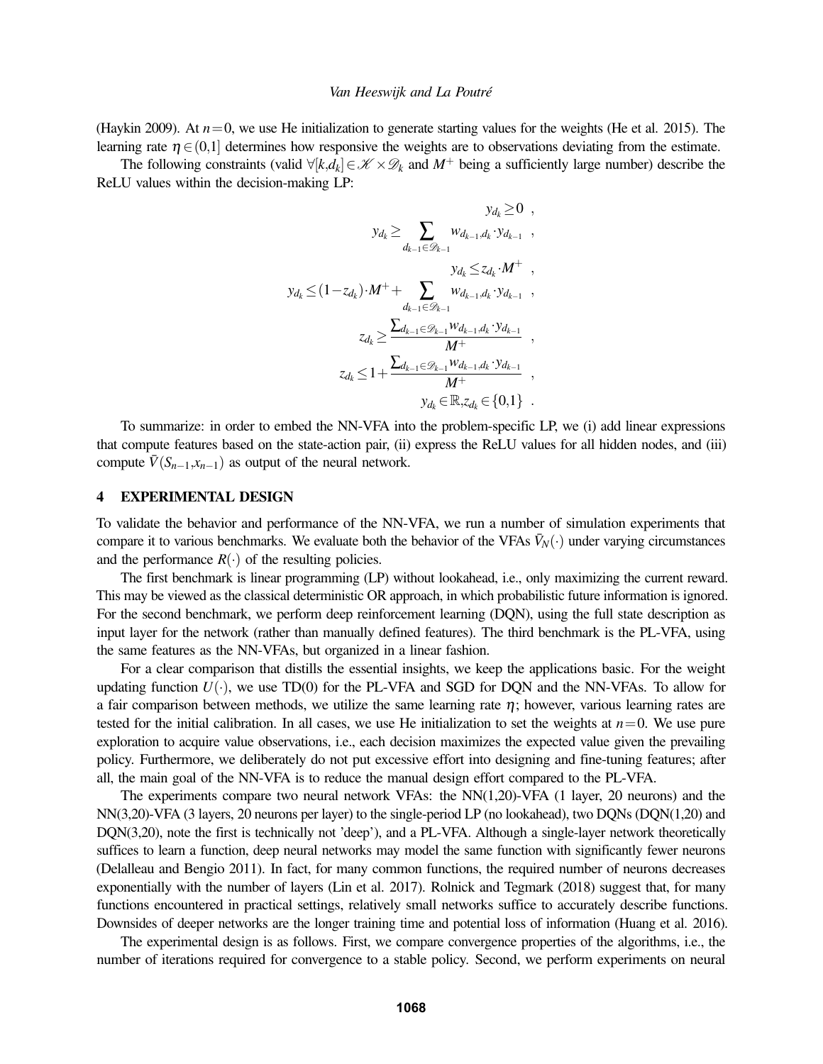(Haykin 2009). At $n = 0$, we use He initialization to generate starting values for the weights (He et al. 2015). The learning rate $\eta \in (0,1]$ determines how responsive the weights are to observations deviating from the estimate.

The following constraints (valid $\forall [k,d_k] \in \mathscr{K} \times \mathscr{D}_k$ and $M^+$ being a sufficiently large number) describe the ReLU values within the decision-making LP:

$$
\begin{aligned}
y_{d_k} &\geq 0 \ , \\
y_{d_k} &\geq \sum_{d_{k-1} \in \mathscr{D}_{k-1}} w_{d_{k-1},d_k} \cdot y_{d_{k-1}} \ , \\
y_{d_k} &\leq z_{d_k} \cdot M^+ \ , \\
y_{d_k} &\leq (1 - z_{d_k}) \cdot M^+ + \sum_{d_{k-1} \in \mathscr{D}_{k-1}} w_{d_{k-1},d_k} \cdot y_{d_{k-1}} \ , \\
z_{d_k} &\geq \frac{\sum_{d_{k-1} \in \mathscr{D}_{k-1}} w_{d_{k-1},d_k} \cdot y_{d_{k-1}}}{M^+} \ , \\
z_{d_k} &\leq 1 + \frac{\sum_{d_{k-1} \in \mathscr{D}_{k-1}} w_{d_{k-1},d_k} \cdot y_{d_{k-1}}}{M^+} \ , \\
y_{d_k} &\in \mathbb{R}, z_{d_k} \in \{0,1\} \ .
\end{aligned}
$$

To summarize: in order to embed the NN-VFA into the problem-specific LP, we (i) add linear expressions that compute features based on the state-action pair, (ii) express the ReLU values for all hidden nodes, and (iii) compute $\bar{V}(S_{n-1}, x_{n-1})$ as output of the neural network.

## 4 EXPERIMENTAL DESIGN

To validate the behavior and performance of the NN-VFA, we run a number of simulation experiments that compare it to various benchmarks. We evaluate both the behavior of the VFAs $\bar{V}_N(\cdot)$ under varying circumstances and the performance $R(\cdot)$ of the resulting policies.

The first benchmark is linear programming (LP) without lookahead, i.e., only maximizing the current reward. This may be viewed as the classical deterministic OR approach, in which probabilistic future information is ignored. For the second benchmark, we perform deep reinforcement learning (DQN), using the full state description as input layer for the network (rather than manually defined features). The third benchmark is the PL-VFA, using the same features as the NN-VFAs, but organized in a linear fashion.

For a clear comparison that distills the essential insights, we keep the applications basic. For the weight updating function $U(\cdot)$, we use TD(0) for the PL-VFA and SGD for DQN and the NN-VFAs. To allow for a fair comparison between methods, we utilize the same learning rate $\eta$; however, various learning rates are tested for the initial calibration. In all cases, we use He initialization to set the weights at $n = 0$. We use pure exploration to acquire value observations, i.e., each decision maximizes the expected value given the prevailing policy. Furthermore, we deliberately do not put excessive effort into designing and fine-tuning features; after all, the main goal of the NN-VFA is to reduce the manual design effort compared to the PL-VFA.

The experiments compare two neural network VFAs: the NN(1,20)-VFA (1 layer, 20 neurons) and the NN(3,20)-VFA (3 layers, 20 neurons per layer) to the single-period LP (no lookahead), two DQNs (DQN(1,20) and DQN(3,20), note the first is technically not 'deep'), and a PL-VFA. Although a single-layer network theoretically suffices to learn a function, deep neural networks may model the same function with significantly fewer neurons (Delalleau and Bengio 2011). In fact, for many common functions, the required number of neurons decreases exponentially with the number of layers (Lin et al. 2017). Rolnick and Tegmark (2018) suggest that, for many functions encountered in practical settings, relatively small networks suffice to accurately describe functions. Downsides of deeper networks are the longer training time and potential loss of information (Huang et al. 2016).

The experimental design is as follows. First, we compare convergence properties of the algorithms, i.e., the number of iterations required for convergence to a stable policy. Second, we perform experiments on neural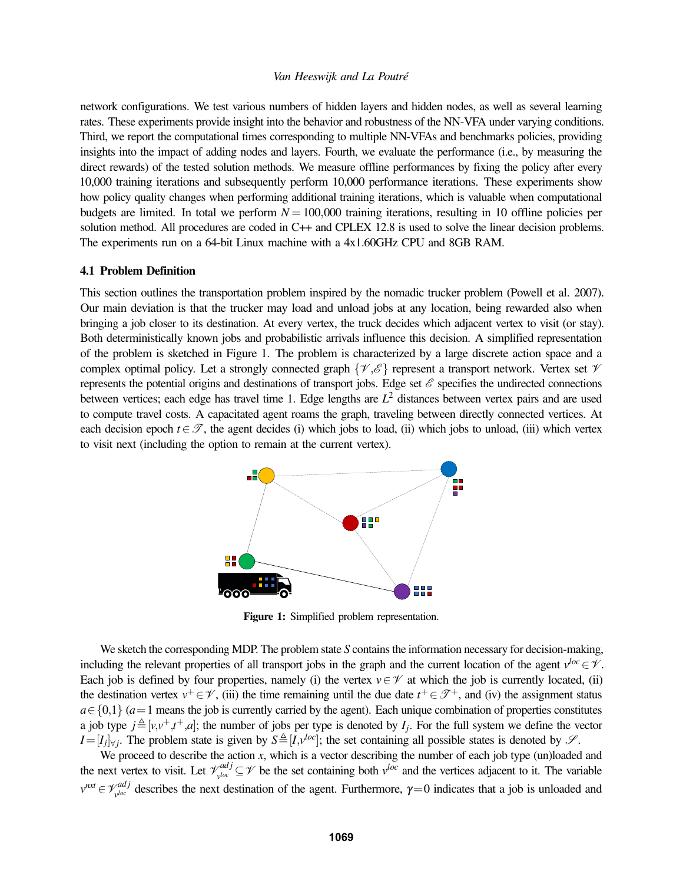network configurations. We test various numbers of hidden layers and hidden nodes, as well as several learning rates. These experiments provide insight into the behavior and robustness of the NN-VFA under varying conditions. Third, we report the computational times corresponding to multiple NN-VFAs and benchmarks policies, providing insights into the impact of adding nodes and layers. Fourth, we evaluate the performance (i.e., by measuring the direct rewards) of the tested solution methods. We measure offline performances by fixing the policy after every 10,000 training iterations and subsequently perform 10,000 performance iterations. These experiments show how policy quality changes when performing additional training iterations, which is valuable when computational budgets are limited. In total we perform $N = 100{,}000$ training iterations, resulting in 10 offline policies per solution method. All procedures are coded in C++ and CPLEX 12.8 is used to solve the linear decision problems. The experiments run on a 64-bit Linux machine with a 4x1.60GHz CPU and 8GB RAM.

### 4.1 Problem Definition

This section outlines the transportation problem inspired by the nomadic trucker problem (Powell et al. 2007). Our main deviation is that the trucker may load and unload jobs at any location, being rewarded also when bringing a job closer to its destination. At every vertex, the truck decides which adjacent vertex to visit (or stay). Both deterministically known jobs and probabilistic arrivals influence this decision. A simplified representation of the problem is sketched in Figure 1. The problem is characterized by a large discrete action space and a complex optimal policy. Let a strongly connected graph $\{\mathscr{V},\mathscr{E}\}$ represent a transport network. Vertex set $\mathscr{V}$ represents the potential origins and destinations of transport jobs. Edge set $\mathscr{E}$ specifies the undirected connections between vertices; each edge has travel time 1. Edge lengths are $L^2$ distances between vertex pairs and are used to compute travel costs. A capacitated agent roams the graph, traveling between directly connected vertices. At each decision epoch $t \in \mathscr{T}$, the agent decides (i) which jobs to load, (ii) which jobs to unload, (iii) which vertex to visit next (including the option to remain at the current vertex).

**Figure 1:** Simplified problem representation.

We sketch the corresponding MDP. The problem state $S$ contains the information necessary for decision-making, including the relevant properties of all transport jobs in the graph and the current location of the agent $v^{loc} \in \mathscr{V}$. Each job is defined by four properties, namely (i) the vertex $v \in \mathscr{V}$ at which the job is currently located, (ii) the destination vertex $v^+ \in \mathscr{V}$, (iii) the time remaining until the due date $t^+ \in \mathscr{T}^+$, and (iv) the assignment status $a \in \{0,1\}$ ($a = 1$ means the job is currently carried by the agent). Each unique combination of properties constitutes a job type $j \triangleq [v,v^+,t^+,a]$; the number of jobs per type is denoted by $I_j$. For the full system we define the vector $I = [I_j]_{\forall j}$. The problem state is given by $S \triangleq [I,v^{loc}]$; the set containing all possible states is denoted by $\mathscr{S}$.

We proceed to describe the action $x$, which is a vector describing the number of each job type (un)loaded and the next vertex to visit. Let $\mathscr{V}^{adj}_{v^{loc}} \subseteq \mathscr{V}$ be the set containing both $v^{loc}$ and the vertices adjacent to it. The variable $v^{nxt} \in \mathscr{V}^{adj}_{v^{loc}}$ describes the next destination of the agent. Furthermore, $\gamma = 0$ indicates that a job is unloaded and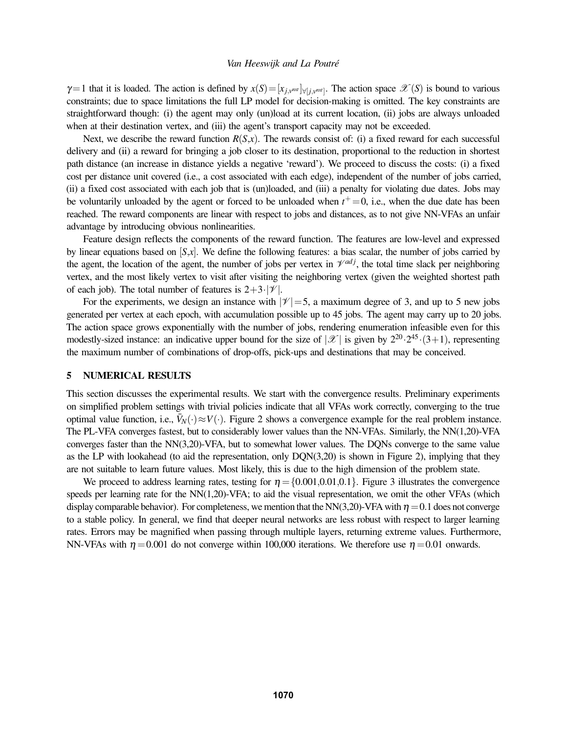$\gamma = 1$ that it is loaded. The action is defined by $x(S) = [x_{j,v^{nxt}}]_{\forall [j,v^{nxt}]}$. The action space $\mathscr{X}(S)$ is bound to various constraints; due to space limitations the full LP model for decision-making is omitted. The key constraints are straightforward though: (i) the agent may only (un)load at its current location, (ii) jobs are always unloaded when at their destination vertex, and (iii) the agent's transport capacity may not be exceeded.

Next, we describe the reward function $R(S,x)$. The rewards consist of: (i) a fixed reward for each successful delivery and (ii) a reward for bringing a job closer to its destination, proportional to the reduction in shortest path distance (an increase in distance yields a negative 'reward'). We proceed to discuss the costs: (i) a fixed cost per distance unit covered (i.e., a cost associated with each edge), independent of the number of jobs carried, (ii) a fixed cost associated with each job that is (un)loaded, and (iii) a penalty for violating due dates. Jobs may be voluntarily unloaded by the agent or forced to be unloaded when $t^{+} = 0$, i.e., when the due date has been reached. The reward components are linear with respect to jobs and distances, as to not give NN-VFAs an unfair advantage by introducing obvious nonlinearities.

Feature design reflects the components of the reward function. The features are low-level and expressed by linear equations based on $[S,x]$. We define the following features: a bias scalar, the number of jobs carried by the agent, the location of the agent, the number of jobs per vertex in $\mathscr{V}^{adj}$, the total time slack per neighboring vertex, and the most likely vertex to visit after visiting the neighboring vertex (given the weighted shortest path of each job). The total number of features is $2 + 3 \cdot |\mathscr{V}|$.

For the experiments, we design an instance with $|\mathscr{V}| = 5$, a maximum degree of 3, and up to 5 new jobs generated per vertex at each epoch, with accumulation possible up to 45 jobs. The agent may carry up to 20 jobs. The action space grows exponentially with the number of jobs, rendering enumeration infeasible even for this modestly-sized instance: an indicative upper bound for the size of $|\mathscr{X}|$ is given by $2^{20} \cdot 2^{45} \cdot (3+1)$, representing the maximum number of combinations of drop-offs, pick-ups and destinations that may be conceived.

## 5 NUMERICAL RESULTS

This section discusses the experimental results. We start with the convergence results. Preliminary experiments on simplified problem settings with trivial policies indicate that all VFAs work correctly, converging to the true optimal value function, i.e., $\bar{V}_N(\cdot) \approx V(\cdot)$. Figure 2 shows a convergence example for the real problem instance. The PL-VFA converges fastest, but to considerably lower values than the NN-VFAs. Similarly, the NN(1,20)-VFA converges faster than the NN(3,20)-VFA, but to somewhat lower values. The DQNs converge to the same value as the LP with lookahead (to aid the representation, only DQN(3,20) is shown in Figure 2), implying that they are not suitable to learn future values. Most likely, this is due to the high dimension of the problem state.

We proceed to address learning rates, testing for $\eta = \{0.001, 0.01, 0.1\}$. Figure 3 illustrates the convergence speeds per learning rate for the NN(1,20)-VFA; to aid the visual representation, we omit the other VFAs (which display comparable behavior). For completeness, we mention that the NN(3,20)-VFA with $\eta = 0.1$ does not converge to a stable policy. In general, we find that deeper neural networks are less robust with respect to larger learning rates. Errors may be magnified when passing through multiple layers, returning extreme values. Furthermore, NN-VFAs with $\eta = 0.001$ do not converge within 100,000 iterations. We therefore use $\eta = 0.01$ onwards.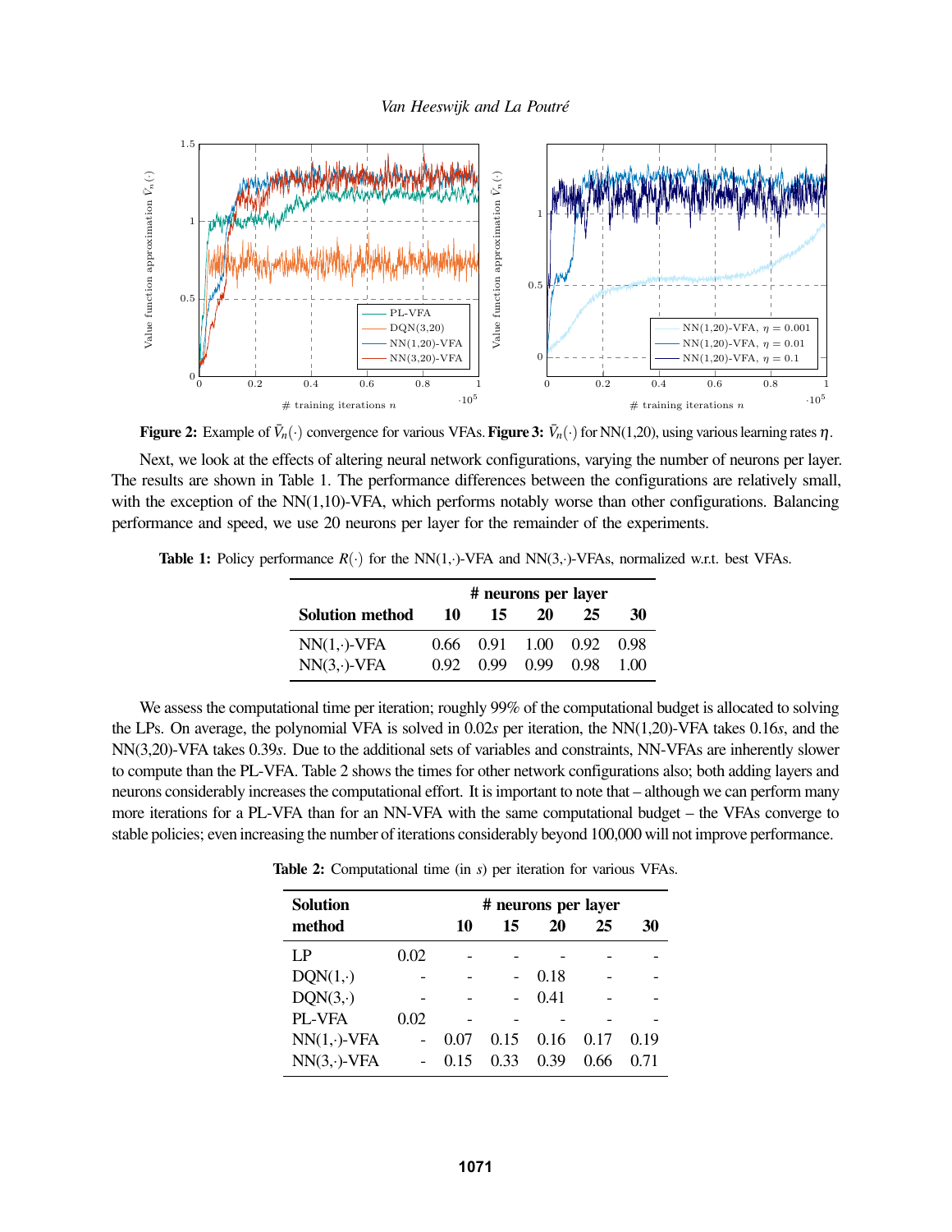**Figure 2:** Example of $\bar{V}_n(\cdot)$ convergence for various VFAs. **Figure 3:** $\bar{V}_n(\cdot)$ for NN(1,20), using various learning rates $\eta$.

Next, we look at the effects of altering neural network configurations, varying the number of neurons per layer. The results are shown in Table 1. The performance differences between the configurations are relatively small, with the exception of the NN(1,10)-VFA, which performs notably worse than other configurations. Balancing performance and speed, we use 20 neurons per layer for the remainder of the experiments.

**Table 1:** Policy performance $R(\cdot)$ for the NN(1,·)-VFA and NN(3,·)-VFAs, normalized w.r.t. best VFAs.

| | **# neurons per layer** | | | | |
|---|---|---|---|---|---|
| **Solution method** | **10** | **15** | **20** | **25** | **30** |
| NN(1,·)-VFA | 0.66 | 0.91 | 1.00 | 0.92 | 0.98 |
| NN(3,·)-VFA | 0.92 | 0.99 | 0.99 | 0.98 | 1.00 |

We assess the computational time per iteration; roughly 99% of the computational budget is allocated to solving the LPs. On average, the polynomial VFA is solved in 0.02*s* per iteration, the NN(1,20)-VFA takes 0.16*s*, and the NN(3,20)-VFA takes 0.39*s*. Due to the additional sets of variables and constraints, NN-VFAs are inherently slower to compute than the PL-VFA. Table 2 shows the times for other network configurations also; both adding layers and neurons considerably increases the computational effort. It is important to note that – although we can perform many more iterations for a PL-VFA than for an NN-VFA with the same computational budget – the VFAs converge to stable policies; even increasing the number of iterations considerably beyond 100,000 will not improve performance.

**Table 2:** Computational time (in *s*) per iteration for various VFAs.

| **Solution method** | | **# neurons per layer** | | | | |
|---|---|---|---|---|---|---|
| | | **10** | **15** | **20** | **25** | **30** |
| LP | 0.02 | - | - | - | - | - |
| DQN(1,·) | - | - | - | 0.18 | - | - |
| DQN(3,·) | - | - | - | 0.41 | - | - |
| PL-VFA | 0.02 | - | - | - | - | - |
| NN(1,·)-VFA | - | 0.07 | 0.15 | 0.16 | 0.17 | 0.19 |
| NN(3,·)-VFA | - | 0.15 | 0.33 | 0.39 | 0.66 | 0.71 |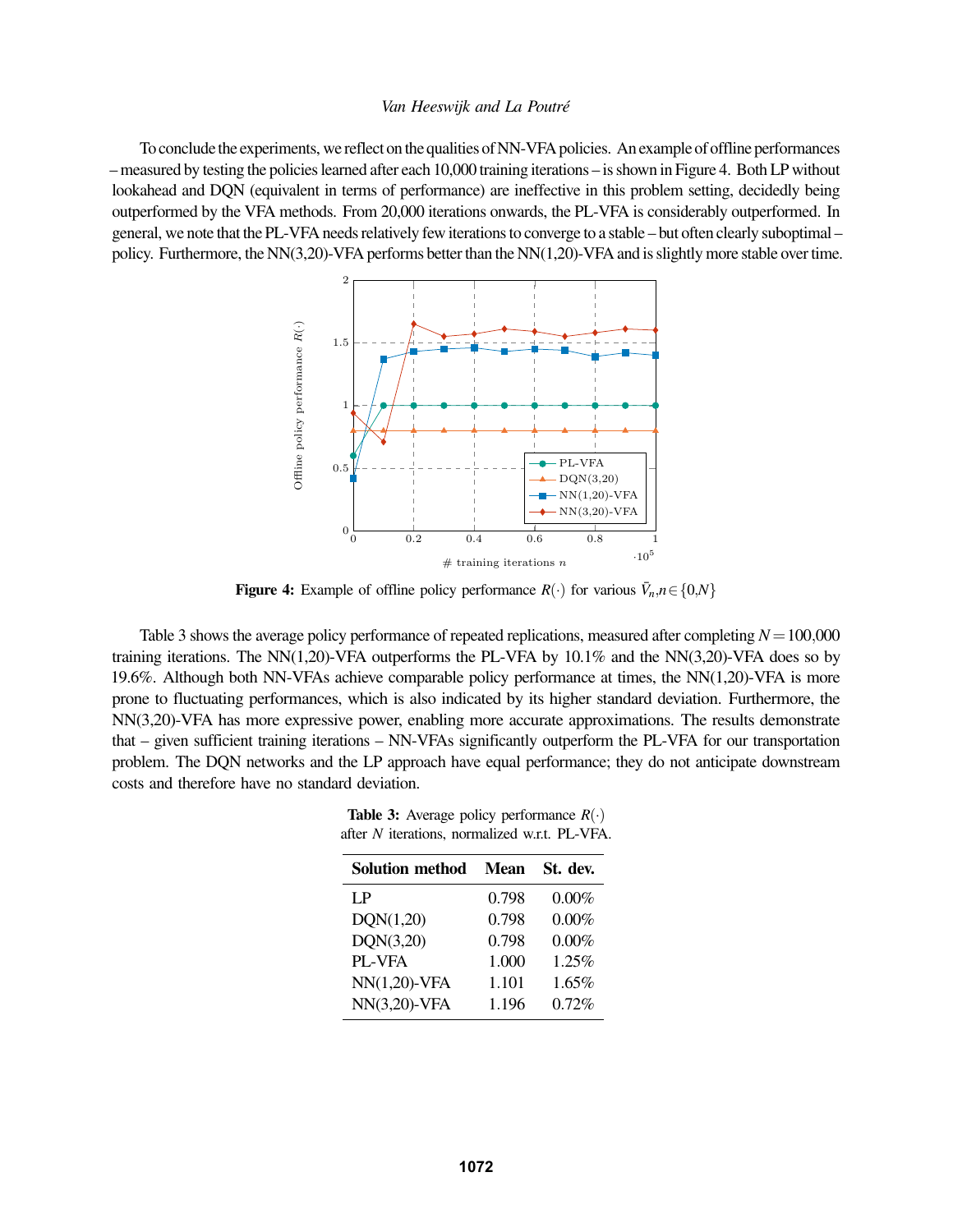To conclude the experiments, we reflect on the qualities of NN-VFA policies. An example of offline performances – measured by testing the policies learned after each 10,000 training iterations – is shown in Figure 4. Both LP without lookahead and DQN (equivalent in terms of performance) are ineffective in this problem setting, decidedly being outperformed by the VFA methods. From 20,000 iterations onwards, the PL-VFA is considerably outperformed. In general, we note that the PL-VFA needs relatively few iterations to converge to a stable – but often clearly suboptimal – policy. Furthermore, the NN(3,20)-VFA performs better than the NN(1,20)-VFA and is slightly more stable over time.

**Figure 4:** Example of offline policy performance $R(\cdot)$ for various $\bar{V}_n, n \in \{0, N\}$

Table 3 shows the average policy performance of repeated replications, measured after completing $N = 100{,}000$ training iterations. The NN(1,20)-VFA outperforms the PL-VFA by 10.1% and the NN(3,20)-VFA does so by 19.6%. Although both NN-VFAs achieve comparable policy performance at times, the NN(1,20)-VFA is more prone to fluctuating performances, which is also indicated by its higher standard deviation. Furthermore, the NN(3,20)-VFA has more expressive power, enabling more accurate approximations. The results demonstrate that – given sufficient training iterations – NN-VFAs significantly outperform the PL-VFA for our transportation problem. The DQN networks and the LP approach have equal performance; they do not anticipate downstream costs and therefore have no standard deviation.

**Table 3:** Average policy performance $R(\cdot)$ after $N$ iterations, normalized w.r.t. PL-VFA.

| Solution method | Mean | St. dev. |
|---|---|---|
| LP | 0.798 | 0.00% |
| DQN(1,20) | 0.798 | 0.00% |
| DQN(3,20) | 0.798 | 0.00% |
| PL-VFA | 1.000 | 1.25% |
| NN(1,20)-VFA | 1.101 | 1.65% |
| NN(3,20)-VFA | 1.196 | 0.72% |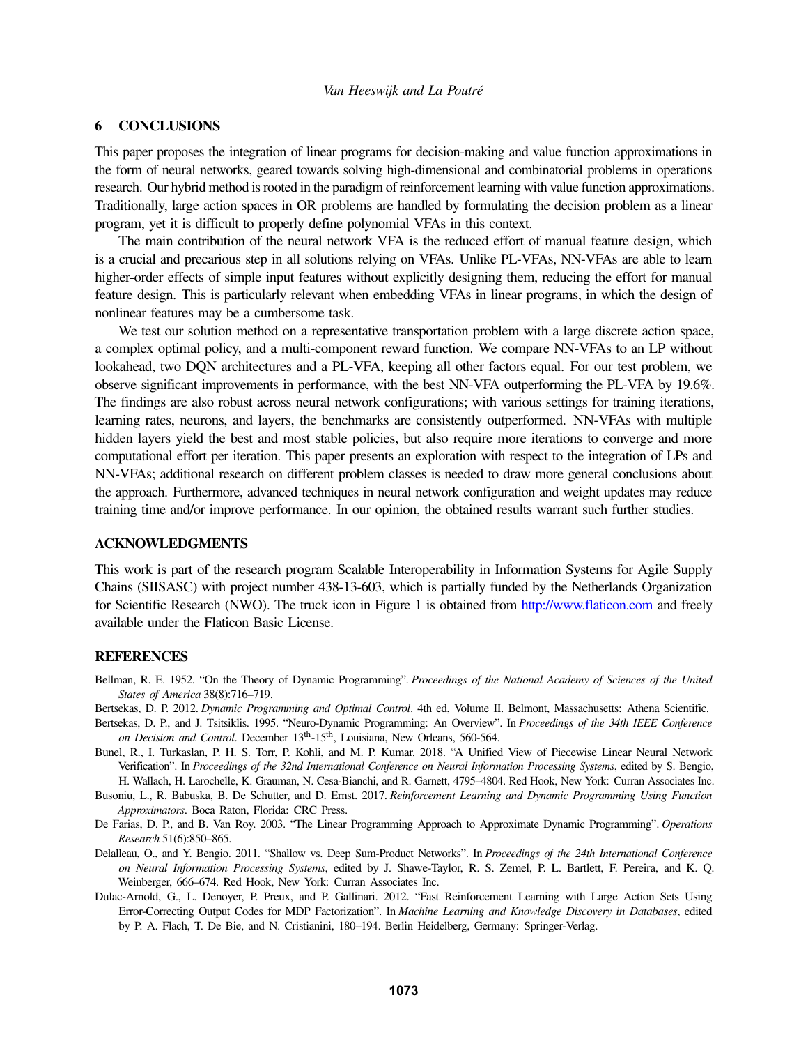## 6 CONCLUSIONS

This paper proposes the integration of linear programs for decision-making and value function approximations in the form of neural networks, geared towards solving high-dimensional and combinatorial problems in operations research. Our hybrid method is rooted in the paradigm of reinforcement learning with value function approximations. Traditionally, large action spaces in OR problems are handled by formulating the decision problem as a linear program, yet it is difficult to properly define polynomial VFAs in this context.

The main contribution of the neural network VFA is the reduced effort of manual feature design, which is a crucial and precarious step in all solutions relying on VFAs. Unlike PL-VFAs, NN-VFAs are able to learn higher-order effects of simple input features without explicitly designing them, reducing the effort for manual feature design. This is particularly relevant when embedding VFAs in linear programs, in which the design of nonlinear features may be a cumbersome task.

We test our solution method on a representative transportation problem with a large discrete action space, a complex optimal policy, and a multi-component reward function. We compare NN-VFAs to an LP without lookahead, two DQN architectures and a PL-VFA, keeping all other factors equal. For our test problem, we observe significant improvements in performance, with the best NN-VFA outperforming the PL-VFA by 19.6%. The findings are also robust across neural network configurations; with various settings for training iterations, learning rates, neurons, and layers, the benchmarks are consistently outperformed. NN-VFAs with multiple hidden layers yield the best and most stable policies, but also require more iterations to converge and more computational effort per iteration. This paper presents an exploration with respect to the integration of LPs and NN-VFAs; additional research on different problem classes is needed to draw more general conclusions about the approach. Furthermore, advanced techniques in neural network configuration and weight updates may reduce training time and/or improve performance. In our opinion, the obtained results warrant such further studies.

## ACKNOWLEDGMENTS

This work is part of the research program Scalable Interoperability in Information Systems for Agile Supply Chains (SIISASC) with project number 438-13-603, which is partially funded by the Netherlands Organization for Scientific Research (NWO). The truck icon in Figure 1 is obtained from http://www.flaticon.com and freely available under the Flaticon Basic License.

## REFERENCES

Bellman, R. E. 1952. "On the Theory of Dynamic Programming". *Proceedings of the National Academy of Sciences of the United States of America* 38(8):716–719.

Bertsekas, D. P. 2012. *Dynamic Programming and Optimal Control*. 4th ed, Volume II. Belmont, Massachusetts: Athena Scientific.

Bertsekas, D. P., and J. Tsitsiklis. 1995. "Neuro-Dynamic Programming: An Overview". In *Proceedings of the 34th IEEE Conference on Decision and Control*. December 13th-15th, Louisiana, New Orleans, 560-564.

Bunel, R., I. Turkaslan, P. H. S. Torr, P. Kohli, and M. P. Kumar. 2018. "A Unified View of Piecewise Linear Neural Network Verification". In *Proceedings of the 32nd International Conference on Neural Information Processing Systems*, edited by S. Bengio, H. Wallach, H. Larochelle, K. Grauman, N. Cesa-Bianchi, and R. Garnett, 4795–4804. Red Hook, New York: Curran Associates Inc.

Busoniu, L., R. Babuska, B. De Schutter, and D. Ernst. 2017. *Reinforcement Learning and Dynamic Programming Using Function Approximators*. Boca Raton, Florida: CRC Press.

De Farias, D. P., and B. Van Roy. 2003. "The Linear Programming Approach to Approximate Dynamic Programming". *Operations Research* 51(6):850–865.

Delalleau, O., and Y. Bengio. 2011. "Shallow vs. Deep Sum-Product Networks". In *Proceedings of the 24th International Conference on Neural Information Processing Systems*, edited by J. Shawe-Taylor, R. S. Zemel, P. L. Bartlett, F. Pereira, and K. Q. Weinberger, 666–674. Red Hook, New York: Curran Associates Inc.

Dulac-Arnold, G., L. Denoyer, P. Preux, and P. Gallinari. 2012. "Fast Reinforcement Learning with Large Action Sets Using Error-Correcting Output Codes for MDP Factorization". In *Machine Learning and Knowledge Discovery in Databases*, edited by P. A. Flach, T. De Bie, and N. Cristianini, 180–194. Berlin Heidelberg, Germany: Springer-Verlag.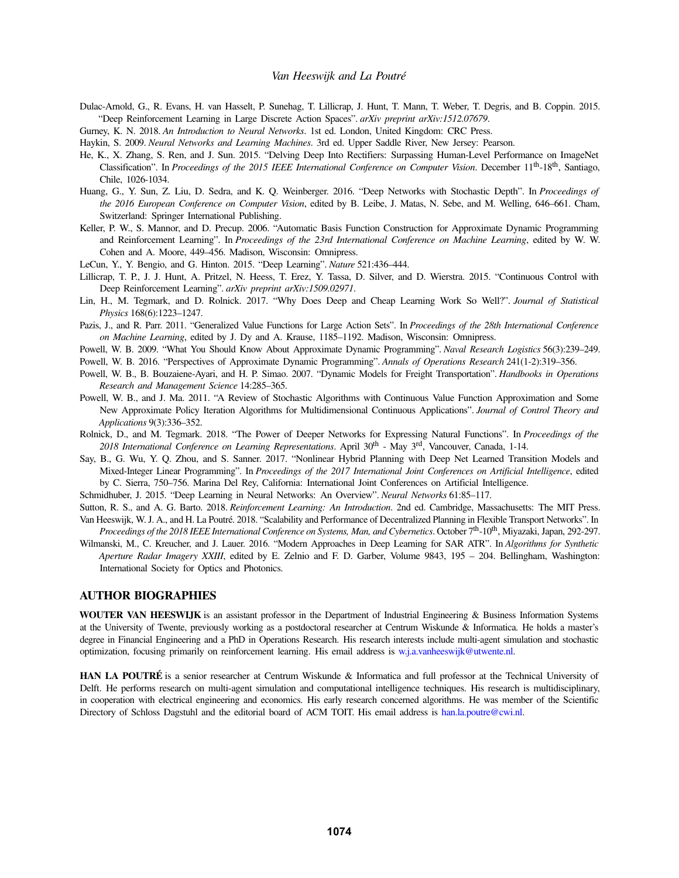Dulac-Arnold, G., R. Evans, H. van Hasselt, P. Sunehag, T. Lillicrap, J. Hunt, T. Mann, T. Weber, T. Degris, and B. Coppin. 2015. "Deep Reinforcement Learning in Large Discrete Action Spaces". *arXiv preprint arXiv:1512.07679*.

Gurney, K. N. 2018. *An Introduction to Neural Networks*. 1st ed. London, United Kingdom: CRC Press.

Haykin, S. 2009. *Neural Networks and Learning Machines*. 3rd ed. Upper Saddle River, New Jersey: Pearson.

He, K., X. Zhang, S. Ren, and J. Sun. 2015. "Delving Deep Into Rectifiers: Surpassing Human-Level Performance on ImageNet Classification". In *Proceedings of the 2015 IEEE International Conference on Computer Vision*. December 11th-18th, Santiago, Chile, 1026-1034.

Huang, G., Y. Sun, Z. Liu, D. Sedra, and K. Q. Weinberger. 2016. "Deep Networks with Stochastic Depth". In *Proceedings of the 2016 European Conference on Computer Vision*, edited by B. Leibe, J. Matas, N. Sebe, and M. Welling, 646–661. Cham, Switzerland: Springer International Publishing.

Keller, P. W., S. Mannor, and D. Precup. 2006. "Automatic Basis Function Construction for Approximate Dynamic Programming and Reinforcement Learning". In *Proceedings of the 23rd International Conference on Machine Learning*, edited by W. W. Cohen and A. Moore, 449–456. Madison, Wisconsin: Omnipress.

LeCun, Y., Y. Bengio, and G. Hinton. 2015. "Deep Learning". *Nature* 521:436–444.

Lillicrap, T. P., J. J. Hunt, A. Pritzel, N. Heess, T. Erez, Y. Tassa, D. Silver, and D. Wierstra. 2015. "Continuous Control with Deep Reinforcement Learning". *arXiv preprint arXiv:1509.02971*.

Lin, H., M. Tegmark, and D. Rolnick. 2017. "Why Does Deep and Cheap Learning Work So Well?". *Journal of Statistical Physics* 168(6):1223–1247.

Pazis, J., and R. Parr. 2011. "Generalized Value Functions for Large Action Sets". In *Proceedings of the 28th International Conference on Machine Learning*, edited by J. Dy and A. Krause, 1185–1192. Madison, Wisconsin: Omnipress.

Powell, W. B. 2009. "What You Should Know About Approximate Dynamic Programming". *Naval Research Logistics* 56(3):239–249.

Powell, W. B. 2016. "Perspectives of Approximate Dynamic Programming". *Annals of Operations Research* 241(1-2):319–356.

Powell, W. B., B. Bouzaiene-Ayari, and H. P. Simao. 2007. "Dynamic Models for Freight Transportation". *Handbooks in Operations Research and Management Science* 14:285–365.

Powell, W. B., and J. Ma. 2011. "A Review of Stochastic Algorithms with Continuous Value Function Approximation and Some New Approximate Policy Iteration Algorithms for Multidimensional Continuous Applications". *Journal of Control Theory and Applications* 9(3):336–352.

Rolnick, D., and M. Tegmark. 2018. "The Power of Deeper Networks for Expressing Natural Functions". In *Proceedings of the 2018 International Conference on Learning Representations*. April 30th - May 3rd, Vancouver, Canada, 1-14.

Say, B., G. Wu, Y. Q. Zhou, and S. Sanner. 2017. "Nonlinear Hybrid Planning with Deep Net Learned Transition Models and Mixed-Integer Linear Programming". In *Proceedings of the 2017 International Joint Conferences on Artificial Intelligence*, edited by C. Sierra, 750–756. Marina Del Rey, California: International Joint Conferences on Artificial Intelligence.

Schmidhuber, J. 2015. "Deep Learning in Neural Networks: An Overview". *Neural Networks* 61:85–117.

Sutton, R. S., and A. G. Barto. 2018. *Reinforcement Learning: An Introduction*. 2nd ed. Cambridge, Massachusetts: The MIT Press.

Van Heeswijk, W. J. A., and H. La Poutré. 2018. "Scalability and Performance of Decentralized Planning in Flexible Transport Networks". In *Proceedings of the 2018 IEEE International Conference on Systems, Man, and Cybernetics*. October 7th-10th, Miyazaki, Japan, 292-297.

Wilmanski, M., C. Kreucher, and J. Lauer. 2016. "Modern Approaches in Deep Learning for SAR ATR". In *Algorithms for Synthetic Aperture Radar Imagery XXIII*, edited by E. Zelnio and F. D. Garber, Volume 9843, 195 – 204. Bellingham, Washington: International Society for Optics and Photonics.

## AUTHOR BIOGRAPHIES

**WOUTER VAN HEESWIJK** is an assistant professor in the Department of Industrial Engineering & Business Information Systems at the University of Twente, previously working as a postdoctoral researcher at Centrum Wiskunde & Informatica. He holds a master's degree in Financial Engineering and a PhD in Operations Research. His research interests include multi-agent simulation and stochastic optimization, focusing primarily on reinforcement learning. His email address is w.j.a.vanheeswijk@utwente.nl.

**HAN LA POUTRÉ** is a senior researcher at Centrum Wiskunde & Informatica and full professor at the Technical University of Delft. He performs research on multi-agent simulation and computational intelligence techniques. His research is multidisciplinary, in cooperation with electrical engineering and economics. His early research concerned algorithms. He was member of the Scientific Directory of Schloss Dagstuhl and the editorial board of ACM TOIT. His email address is han.la.poutre@cwi.nl.